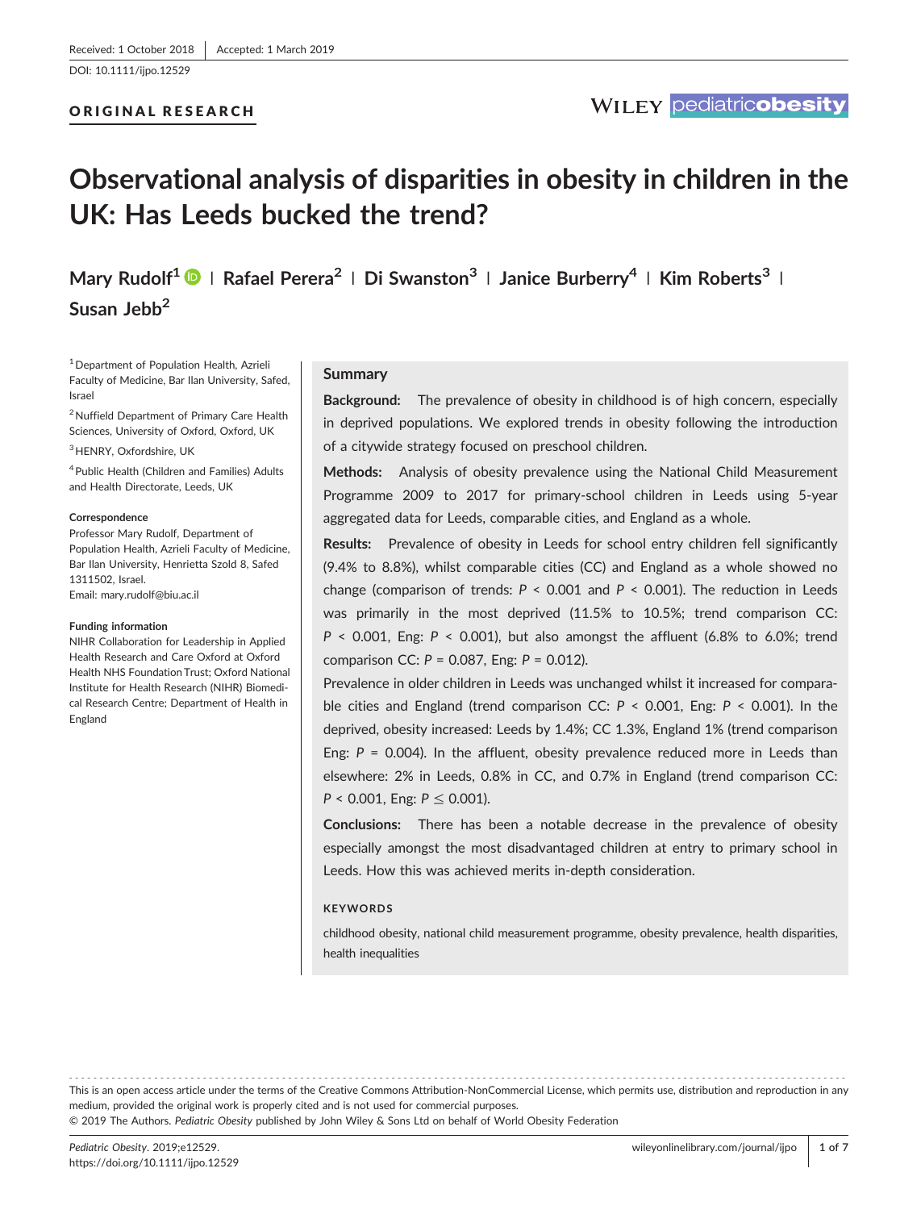Received: 1 October 2018 | Accepted: 1 March 2019

DOI: 10.1111/ijpo.12529

ORIGINAL RESEARCH

# Observational analysis of disparities in obesity in children in the UK: Has Leeds bucked the trend?

Mary Rudolf[1] | Rafael Perera[2] | Di Swanston[3] | Janice Burberry[4] | Kim Roberts[3] | Susan Jebb[2]

[1] Department of Population Health, Azrieli Faculty of Medicine, Bar Ilan University, Safed, Israel

[2] Nuffield Department of Primary Care Health Sciences, University of Oxford, Oxford, UK

[3] HENRY, Oxfordshire, UK

[4] Public Health (Children and Families) Adults and Health Directorate, Leeds, UK

**Correspondence**

Professor Mary Rudolf, Department of Population Health, Azrieli Faculty of Medicine, Bar Ilan University, Henrietta Szold 8, Safed 1311502, Israel.
Email: mary.rudolf@biu.ac.il

**Funding information**

NIHR Collaboration for Leadership in Applied Health Research and Care Oxford at Oxford Health NHS Foundation Trust; Oxford National Institute for Health Research (NIHR) Biomedical Research Centre; Department of Health in England

## Summary

**Background:** The prevalence of obesity in childhood is of high concern, especially in deprived populations. We explored trends in obesity following the introduction of a citywide strategy focused on preschool children.

**Methods:** Analysis of obesity prevalence using the National Child Measurement Programme 2009 to 2017 for primary-school children in Leeds using 5-year aggregated data for Leeds, comparable cities, and England as a whole.

**Results:** Prevalence of obesity in Leeds for school entry children fell significantly (9.4% to 8.8%), whilst comparable cities (CC) and England as a whole showed no change (comparison of trends: $P < 0.001$ and $P < 0.001$). The reduction in Leeds was primarily in the most deprived (11.5% to 10.5%; trend comparison CC: $P < 0.001$, Eng: $P < 0.001$), but also amongst the affluent (6.8% to 6.0%; trend comparison CC: $P = 0.087$, Eng: $P = 0.012$).

Prevalence in older children in Leeds was unchanged whilst it increased for comparable cities and England (trend comparison CC: $P < 0.001$, Eng: $P < 0.001$). In the deprived, obesity increased: Leeds by 1.4%; CC 1.3%, England 1% (trend comparison Eng: $P = 0.004$). In the affluent, obesity prevalence reduced more in Leeds than elsewhere: 2% in Leeds, 0.8% in CC, and 0.7% in England (trend comparison CC: $P < 0.001$, Eng: $P \leq 0.001$).

**Conclusions:** There has been a notable decrease in the prevalence of obesity especially amongst the most disadvantaged children at entry to primary school in Leeds. How this was achieved merits in-depth consideration.

**KEYWORDS**

childhood obesity, national child measurement programme, obesity prevalence, health disparities, health inequalities

This is an open access article under the terms of the Creative Commons Attribution-NonCommercial License, which permits use, distribution and reproduction in any medium, provided the original work is properly cited and is not used for commercial purposes.
© 2019 The Authors. *Pediatric Obesity* published by John Wiley & Sons Ltd on behalf of World Obesity Federation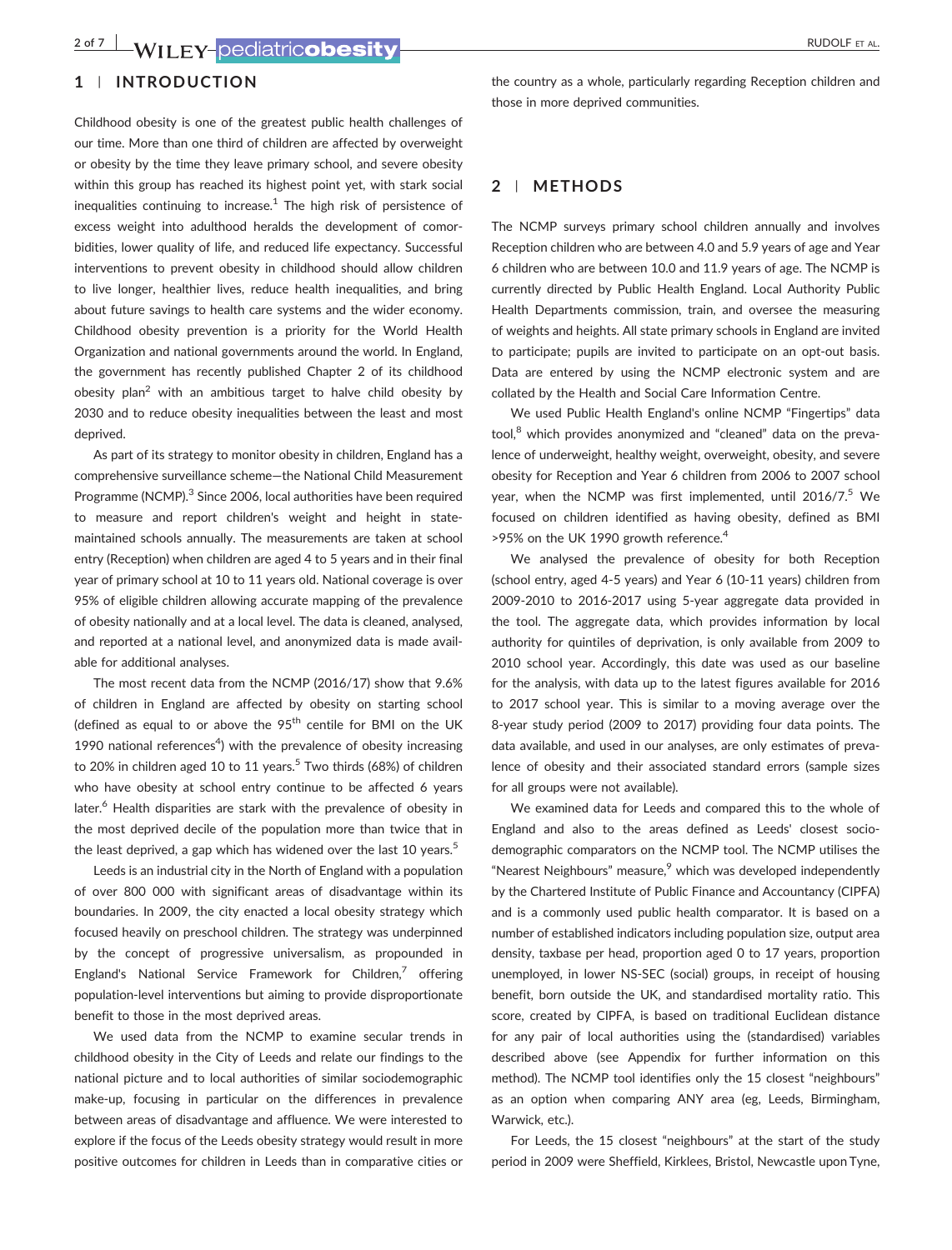## 1 | INTRODUCTION

Childhood obesity is one of the greatest public health challenges of our time. More than one third of children are affected by overweight or obesity by the time they leave primary school, and severe obesity within this group has reached its highest point yet, with stark social inequalities continuing to increase.[1] The high risk of persistence of excess weight into adulthood heralds the development of comorbidities, lower quality of life, and reduced life expectancy. Successful interventions to prevent obesity in childhood should allow children to live longer, healthier lives, reduce health inequalities, and bring about future savings to health care systems and the wider economy. Childhood obesity prevention is a priority for the World Health Organization and national governments around the world. In England, the government has recently published Chapter 2 of its childhood obesity plan[2] with an ambitious target to halve child obesity by 2030 and to reduce obesity inequalities between the least and most deprived.

As part of its strategy to monitor obesity in children, England has a comprehensive surveillance scheme—the National Child Measurement Programme (NCMP).[3] Since 2006, local authorities have been required to measure and report children's weight and height in state-maintained schools annually. The measurements are taken at school entry (Reception) when children are aged 4 to 5 years and in their final year of primary school at 10 to 11 years old. National coverage is over 95% of eligible children allowing accurate mapping of the prevalence of obesity nationally and at a local level. The data is cleaned, analysed, and reported at a national level, and anonymized data is made available for additional analyses.

The most recent data from the NCMP (2016/17) show that 9.6% of children in England are affected by obesity on starting school (defined as equal to or above the 95th centile for BMI on the UK 1990 national references[4]) with the prevalence of obesity increasing to 20% in children aged 10 to 11 years.[5] Two thirds (68%) of children who have obesity at school entry continue to be affected 6 years later.[6] Health disparities are stark with the prevalence of obesity in the most deprived decile of the population more than twice that in the least deprived, a gap which has widened over the last 10 years.[5]

Leeds is an industrial city in the North of England with a population of over 800 000 with significant areas of disadvantage within its boundaries. In 2009, the city enacted a local obesity strategy which focused heavily on preschool children. The strategy was underpinned by the concept of progressive universalism, as propounded in England's National Service Framework for Children,[7] offering population-level interventions but aiming to provide disproportionate benefit to those in the most deprived areas.

We used data from the NCMP to examine secular trends in childhood obesity in the City of Leeds and relate our findings to the national picture and to local authorities of similar sociodemographic make-up, focusing in particular on the differences in prevalence between areas of disadvantage and affluence. We were interested to explore if the focus of the Leeds obesity strategy would result in more positive outcomes for children in Leeds than in comparative cities or the country as a whole, particularly regarding Reception children and those in more deprived communities.

## 2 | METHODS

The NCMP surveys primary school children annually and involves Reception children who are between 4.0 and 5.9 years of age and Year 6 children who are between 10.0 and 11.9 years of age. The NCMP is currently directed by Public Health England. Local Authority Public Health Departments commission, train, and oversee the measuring of weights and heights. All state primary schools in England are invited to participate; pupils are invited to participate on an opt-out basis. Data are entered by using the NCMP electronic system and are collated by the Health and Social Care Information Centre.

We used Public Health England's online NCMP "Fingertips" data tool,[8] which provides anonymized and "cleaned" data on the prevalence of underweight, healthy weight, overweight, obesity, and severe obesity for Reception and Year 6 children from 2006 to 2007 school year, when the NCMP was first implemented, until 2016/7.[5] We focused on children identified as having obesity, defined as BMI >95% on the UK 1990 growth reference.[4]

We analysed the prevalence of obesity for both Reception (school entry, aged 4-5 years) and Year 6 (10-11 years) children from 2009-2010 to 2016-2017 using 5-year aggregate data provided in the tool. The aggregate data, which provides information by local authority for quintiles of deprivation, is only available from 2009 to 2010 school year. Accordingly, this date was used as our baseline for the analysis, with data up to the latest figures available for 2016 to 2017 school year. This is similar to a moving average over the 8-year study period (2009 to 2017) providing four data points. The data available, and used in our analyses, are only estimates of prevalence of obesity and their associated standard errors (sample sizes for all groups were not available).

We examined data for Leeds and compared this to the whole of England and also to the areas defined as Leeds' closest sociodemographic comparators on the NCMP tool. The NCMP utilises the "Nearest Neighbours" measure,[9] which was developed independently by the Chartered Institute of Public Finance and Accountancy (CIPFA) and is a commonly used public health comparator. It is based on a number of established indicators including population size, output area density, taxbase per head, proportion aged 0 to 17 years, proportion unemployed, in lower NS-SEC (social) groups, in receipt of housing benefit, born outside the UK, and standardised mortality ratio. This score, created by CIPFA, is based on traditional Euclidean distance for any pair of local authorities using the (standardised) variables described above (see Appendix for further information on this method). The NCMP tool identifies only the 15 closest "neighbours" as an option when comparing ANY area (eg, Leeds, Birmingham, Warwick, etc.).

For Leeds, the 15 closest "neighbours" at the start of the study period in 2009 were Sheffield, Kirklees, Bristol, Newcastle upon Tyne,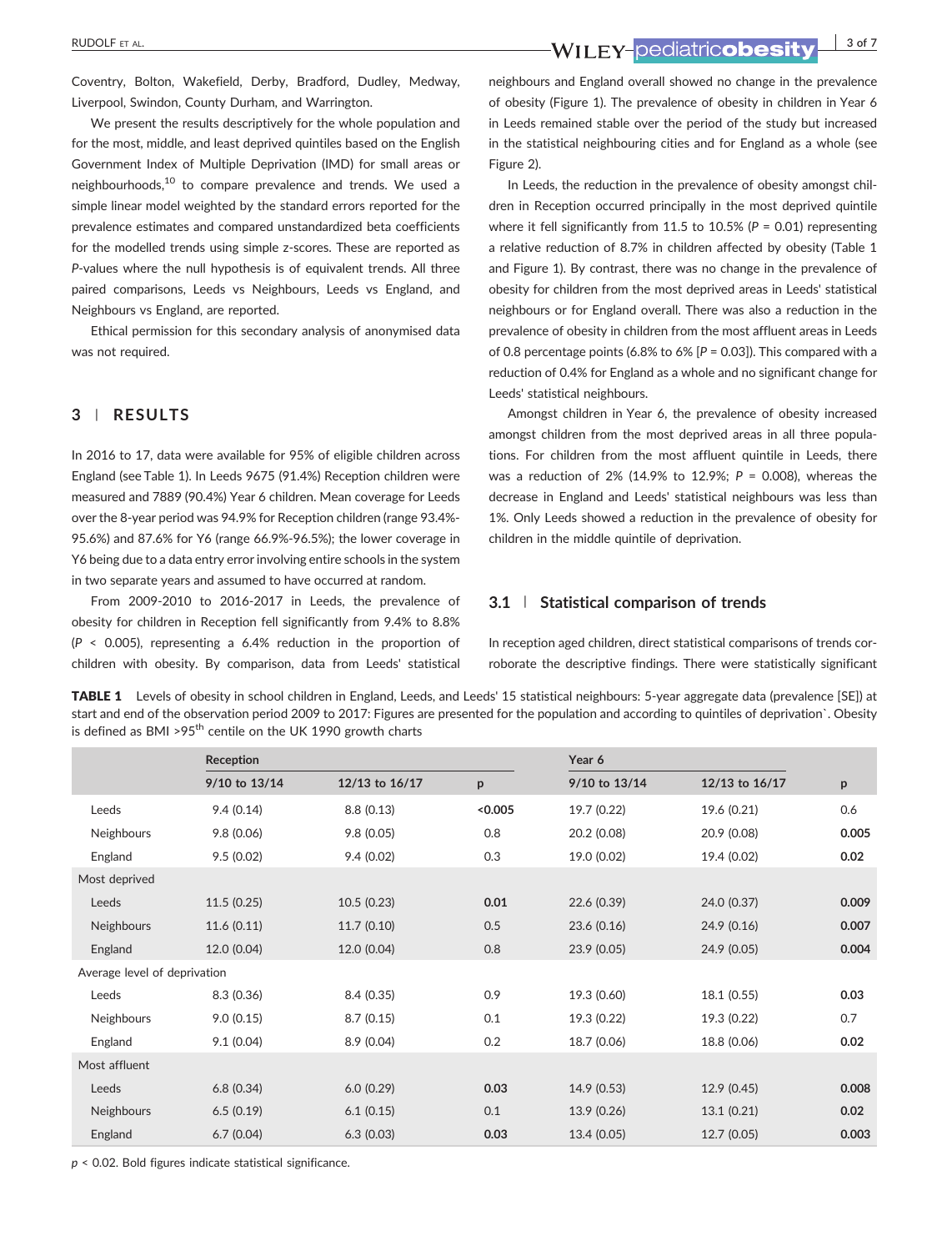Coventry, Bolton, Wakefield, Derby, Bradford, Dudley, Medway, Liverpool, Swindon, County Durham, and Warrington.

We present the results descriptively for the whole population and for the most, middle, and least deprived quintiles based on the English Government Index of Multiple Deprivation (IMD) for small areas or neighbourhoods,[10] to compare prevalence and trends. We used a simple linear model weighted by the standard errors reported for the prevalence estimates and compared unstandardized beta coefficients for the modelled trends using simple z-scores. These are reported as *P*-values where the null hypothesis is of equivalent trends. All three paired comparisons, Leeds vs Neighbours, Leeds vs England, and Neighbours vs England, are reported.

Ethical permission for this secondary analysis of anonymised data was not required.

## 3 | RESULTS

In 2016 to 17, data were available for 95% of eligible children across England (see Table 1). In Leeds 9675 (91.4%) Reception children were measured and 7889 (90.4%) Year 6 children. Mean coverage for Leeds over the 8-year period was 94.9% for Reception children (range 93.4%-95.6%) and 87.6% for Y6 (range 66.9%-96.5%); the lower coverage in Y6 being due to a data entry error involving entire schools in the system in two separate years and assumed to have occurred at random.

From 2009-2010 to 2016-2017 in Leeds, the prevalence of obesity for children in Reception fell significantly from 9.4% to 8.8% ($P < 0.005$), representing a 6.4% reduction in the proportion of children with obesity. By comparison, data from Leeds' statistical neighbours and England overall showed no change in the prevalence of obesity (Figure 1). The prevalence of obesity in children in Year 6 in Leeds remained stable over the period of the study but increased in the statistical neighbouring cities and for England as a whole (see Figure 2).

In Leeds, the reduction in the prevalence of obesity amongst children in Reception occurred principally in the most deprived quintile where it fell significantly from 11.5 to 10.5% ($P = 0.01$) representing a relative reduction of 8.7% in children affected by obesity (Table 1 and Figure 1). By contrast, there was no change in the prevalence of obesity for children from the most deprived areas in Leeds' statistical neighbours or for England overall. There was also a reduction in the prevalence of obesity in children from the most affluent areas in Leeds of 0.8 percentage points (6.8% to 6% [$P = 0.03$]). This compared with a reduction of 0.4% for England as a whole and no significant change for Leeds' statistical neighbours.

Amongst children in Year 6, the prevalence of obesity increased amongst children from the most deprived areas in all three populations. For children from the most affluent quintile in Leeds, there was a reduction of 2% (14.9% to 12.9%; $P = 0.008$), whereas the decrease in England and Leeds' statistical neighbours was less than 1%. Only Leeds showed a reduction in the prevalence of obesity for children in the middle quintile of deprivation.

### 3.1 | Statistical comparison of trends

In reception aged children, direct statistical comparisons of trends corroborate the descriptive findings. There were statistically significant

**TABLE 1** Levels of obesity in school children in England, Leeds, and Leeds' 15 statistical neighbours: 5-year aggregate data (prevalence [SE]) at start and end of the observation period 2009 to 2017: Figures are presented for the population and according to quintiles of deprivation`. Obesity is defined as BMI >95th centile on the UK 1990 growth charts

| | Reception | | | Year 6 | | |
|---|---|---|---|---|---|---|
| | 9/10 to 13/14 | 12/13 to 16/17 | p | 9/10 to 13/14 | 12/13 to 16/17 | p |
| Leeds | 9.4 (0.14) | 8.8 (0.13) | **<0.005** | 19.7 (0.22) | 19.6 (0.21) | 0.6 |
| Neighbours | 9.8 (0.06) | 9.8 (0.05) | 0.8 | 20.2 (0.08) | 20.9 (0.08) | **0.005** |
| England | 9.5 (0.02) | 9.4 (0.02) | 0.3 | 19.0 (0.02) | 19.4 (0.02) | **0.02** |
| Most deprived | | | | | | |
| Leeds | 11.5 (0.25) | 10.5 (0.23) | **0.01** | 22.6 (0.39) | 24.0 (0.37) | **0.009** |
| Neighbours | 11.6 (0.11) | 11.7 (0.10) | 0.5 | 23.6 (0.16) | 24.9 (0.16) | **0.007** |
| England | 12.0 (0.04) | 12.0 (0.04) | 0.8 | 23.9 (0.05) | 24.9 (0.05) | **0.004** |
| Average level of deprivation | | | | | | |
| Leeds | 8.3 (0.36) | 8.4 (0.35) | 0.9 | 19.3 (0.60) | 18.1 (0.55) | **0.03** |
| Neighbours | 9.0 (0.15) | 8.7 (0.15) | 0.1 | 19.3 (0.22) | 19.3 (0.22) | 0.7 |
| England | 9.1 (0.04) | 8.9 (0.04) | 0.2 | 18.7 (0.06) | 18.8 (0.06) | **0.02** |
| Most affluent | | | | | | |
| Leeds | 6.8 (0.34) | 6.0 (0.29) | **0.03** | 14.9 (0.53) | 12.9 (0.45) | **0.008** |
| Neighbours | 6.5 (0.19) | 6.1 (0.15) | 0.1 | 13.9 (0.26) | 13.1 (0.21) | **0.02** |
| England | 6.7 (0.04) | 6.3 (0.03) | **0.03** | 13.4 (0.05) | 12.7 (0.05) | **0.003** |

$p < 0.02$. Bold figures indicate statistical significance.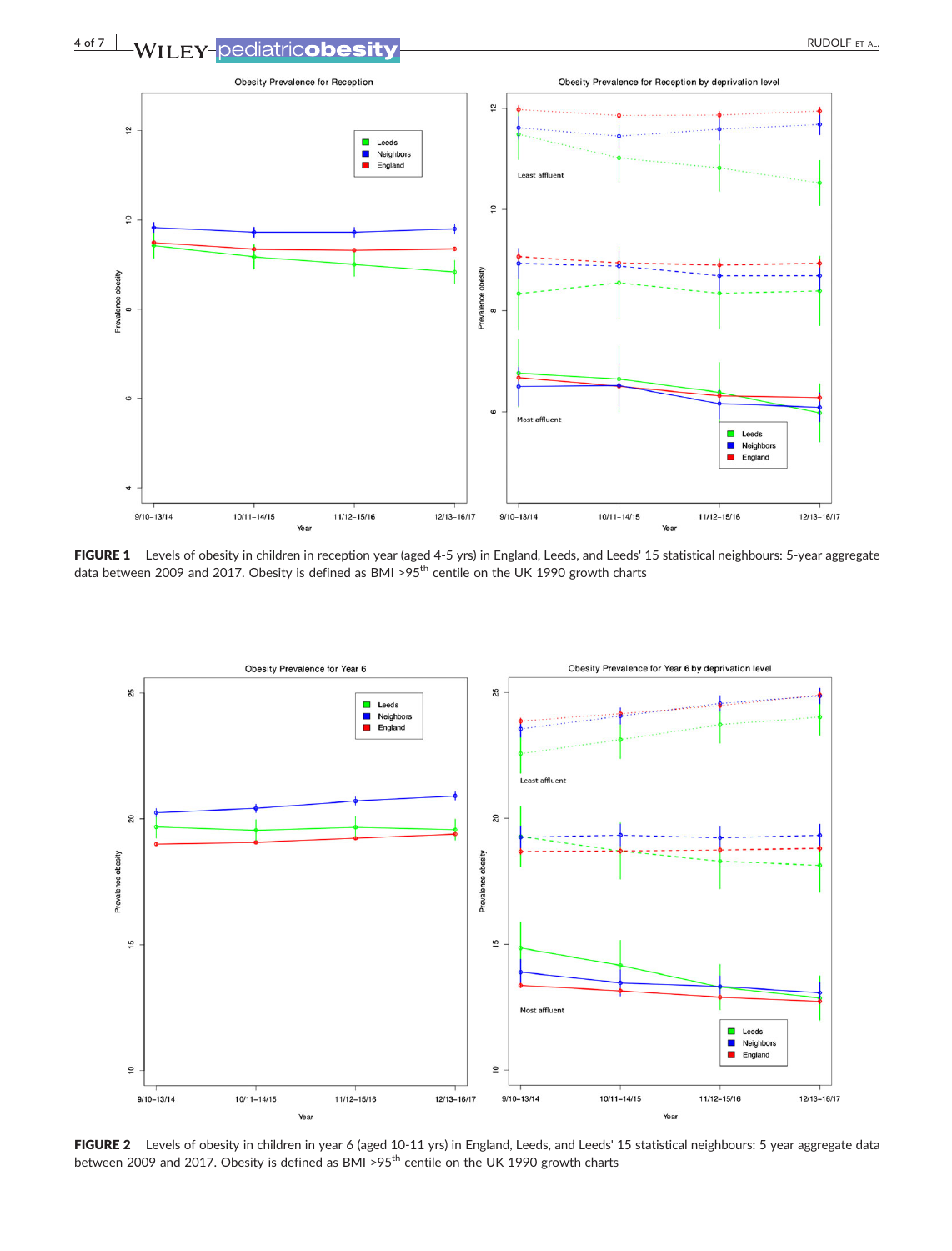**FIGURE 1** Levels of obesity in children in reception year (aged 4-5 yrs) in England, Leeds, and Leeds' 15 statistical neighbours: 5-year aggregate data between 2009 and 2017. Obesity is defined as BMI >95th centile on the UK 1990 growth charts

**FIGURE 2** Levels of obesity in children in year 6 (aged 10-11 yrs) in England, Leeds, and Leeds' 15 statistical neighbours: 5 year aggregate data between 2009 and 2017. Obesity is defined as BMI >95th centile on the UK 1990 growth charts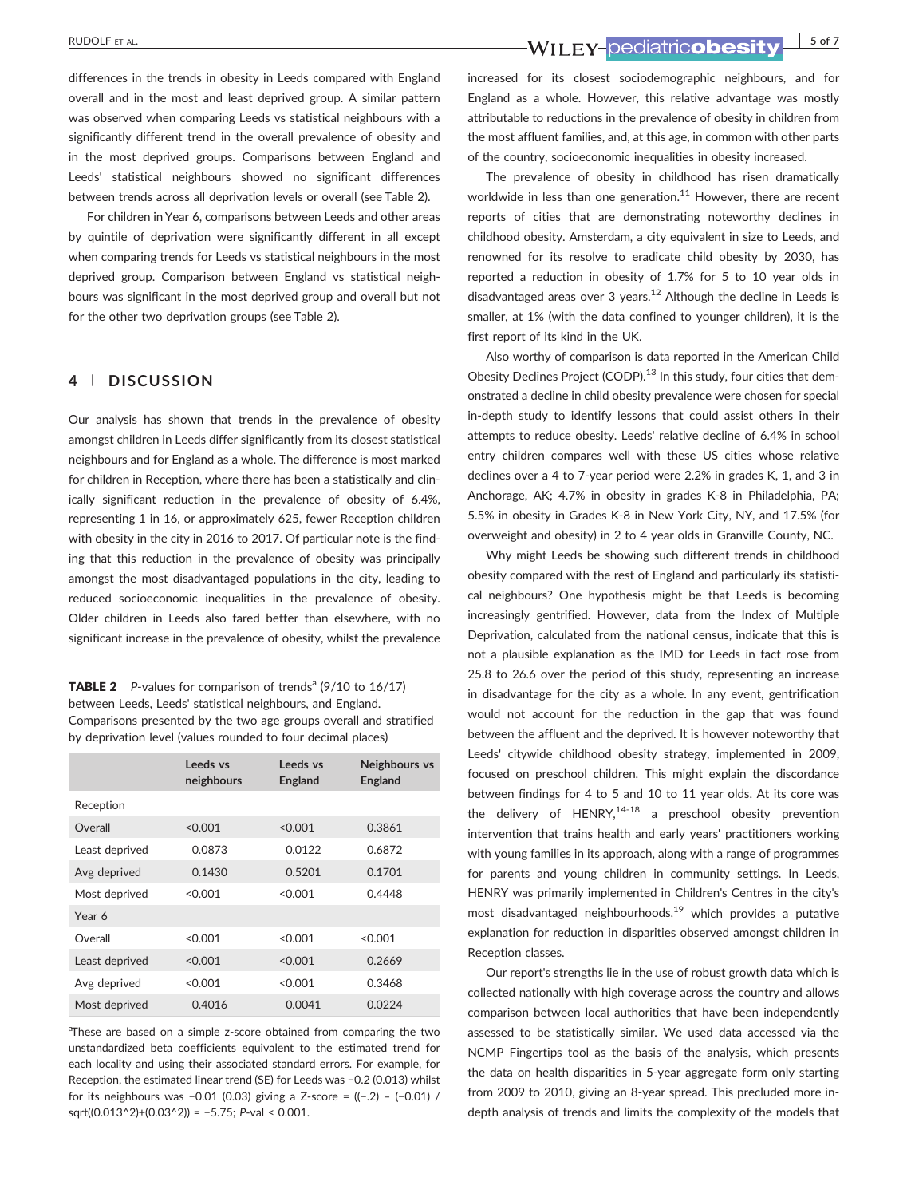differences in the trends in obesity in Leeds compared with England overall and in the most and least deprived group. A similar pattern was observed when comparing Leeds vs statistical neighbours with a significantly different trend in the overall prevalence of obesity and in the most deprived groups. Comparisons between England and Leeds' statistical neighbours showed no significant differences between trends across all deprivation levels or overall (see Table 2).

For children in Year 6, comparisons between Leeds and other areas by quintile of deprivation were significantly different in all except when comparing trends for Leeds vs statistical neighbours in the most deprived group. Comparison between England vs statistical neighbours was significant in the most deprived group and overall but not for the other two deprivation groups (see Table 2).

## 4 | DISCUSSION

Our analysis has shown that trends in the prevalence of obesity amongst children in Leeds differ significantly from its closest statistical neighbours and for England as a whole. The difference is most marked for children in Reception, where there has been a statistically and clinically significant reduction in the prevalence of obesity of 6.4%, representing 1 in 16, or approximately 625, fewer Reception children with obesity in the city in 2016 to 2017. Of particular note is the finding that this reduction in the prevalence of obesity was principally amongst the most disadvantaged populations in the city, leading to reduced socioeconomic inequalities in the prevalence of obesity. Older children in Leeds also fared better than elsewhere, with no significant increase in the prevalence of obesity, whilst the prevalence increased for its closest sociodemographic neighbours, and for England as a whole. However, this relative advantage was mostly attributable to reductions in the prevalence of obesity in children from the most affluent families, and, at this age, in common with other parts of the country, socioeconomic inequalities in obesity increased.

**TABLE 2** *P*-values for comparison of trends[a] (9/10 to 16/17) between Leeds, Leeds' statistical neighbours, and England. Comparisons presented by the two age groups overall and stratified by deprivation level (values rounded to four decimal places)

| | Leeds vs neighbours | Leeds vs England | Neighbours vs England |
|---|---|---|---|
| Reception | | | |
| Overall | <0.001 | <0.001 | 0.3861 |
| Least deprived | 0.0873 | 0.0122 | 0.6872 |
| Avg deprived | 0.1430 | 0.5201 | 0.1701 |
| Most deprived | <0.001 | <0.001 | 0.4448 |
| Year 6 | | | |
| Overall | <0.001 | <0.001 | <0.001 |
| Least deprived | <0.001 | <0.001 | 0.2669 |
| Avg deprived | <0.001 | <0.001 | 0.3468 |
| Most deprived | 0.4016 | 0.0041 | 0.0224 |

[a]These are based on a simple z-score obtained from comparing the two unstandardized beta coefficients equivalent to the estimated trend for each locality and using their associated standard errors. For example, for Reception, the estimated linear trend (SE) for Leeds was −0.2 (0.013) whilst for its neighbours was −0.01 (0.03) giving a Z-score = ((−.2) – (−0.01) / sqrt((0.013^2)+(0.03^2)) = −5.75; *P*-val < 0.001.

The prevalence of obesity in childhood has risen dramatically worldwide in less than one generation.[11] However, there are recent reports of cities that are demonstrating noteworthy declines in childhood obesity. Amsterdam, a city equivalent in size to Leeds, and renowned for its resolve to eradicate child obesity by 2030, has reported a reduction in obesity of 1.7% for 5 to 10 year olds in disadvantaged areas over 3 years.[12] Although the decline in Leeds is smaller, at 1% (with the data confined to younger children), it is the first report of its kind in the UK.

Also worthy of comparison is data reported in the American Child Obesity Declines Project (CODP).[13] In this study, four cities that demonstrated a decline in child obesity prevalence were chosen for special in-depth study to identify lessons that could assist others in their attempts to reduce obesity. Leeds' relative decline of 6.4% in school entry children compares well with these US cities whose relative declines over a 4 to 7-year period were 2.2% in grades K, 1, and 3 in Anchorage, AK; 4.7% in obesity in grades K-8 in Philadelphia, PA; 5.5% in obesity in Grades K-8 in New York City, NY, and 17.5% (for overweight and obesity) in 2 to 4 year olds in Granville County, NC.

Why might Leeds be showing such different trends in childhood obesity compared with the rest of England and particularly its statistical neighbours? One hypothesis might be that Leeds is becoming increasingly gentrified. However, data from the Index of Multiple Deprivation, calculated from the national census, indicate that this is not a plausible explanation as the IMD for Leeds in fact rose from 25.8 to 26.6 over the period of this study, representing an increase in disadvantage for the city as a whole. In any event, gentrification would not account for the reduction in the gap that was found between the affluent and the deprived. It is however noteworthy that Leeds' citywide childhood obesity strategy, implemented in 2009, focused on preschool children. This might explain the discordance between findings for 4 to 5 and 10 to 11 year olds. At its core was the delivery of HENRY,[14-18] a preschool obesity prevention intervention that trains health and early years' practitioners working with young families in its approach, along with a range of programmes for parents and young children in community settings. In Leeds, HENRY was primarily implemented in Children's Centres in the city's most disadvantaged neighbourhoods,[19] which provides a putative explanation for reduction in disparities observed amongst children in Reception classes.

Our report's strengths lie in the use of robust growth data which is collected nationally with high coverage across the country and allows comparison between local authorities that have been independently assessed to be statistically similar. We used data accessed via the NCMP Fingertips tool as the basis of the analysis, which presents the data on health disparities in 5-year aggregate form only starting from 2009 to 2010, giving an 8-year spread. This precluded more in-depth analysis of trends and limits the complexity of the models that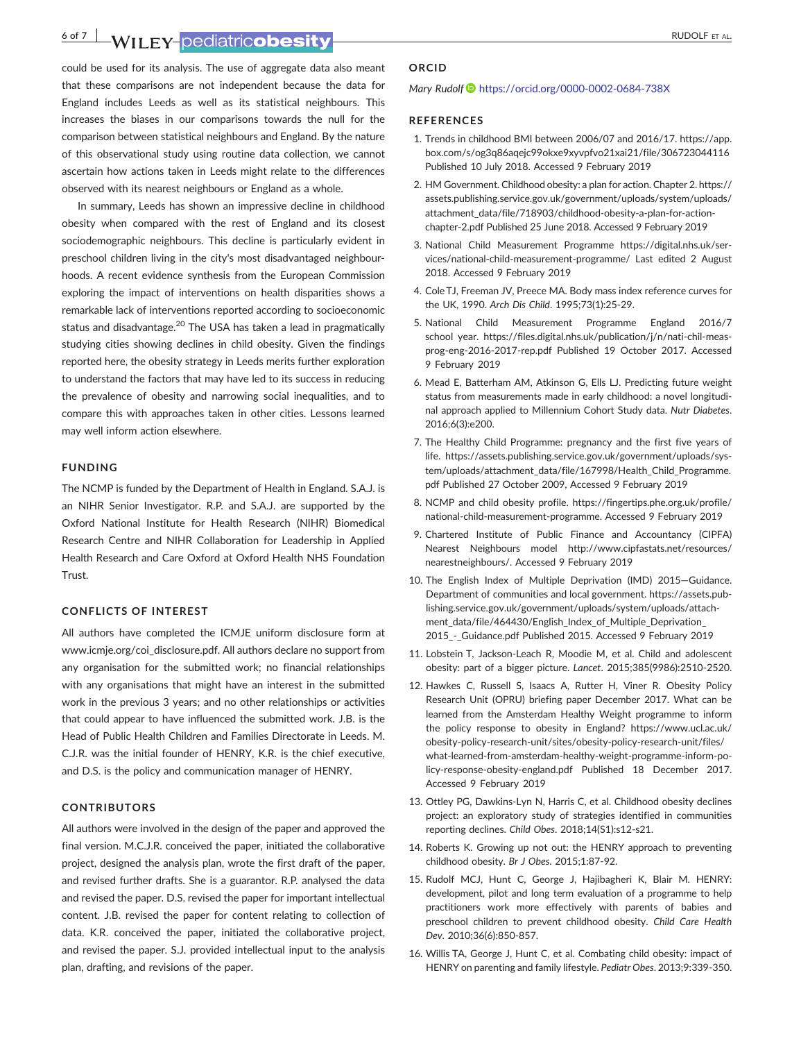could be used for its analysis. The use of aggregate data also meant that these comparisons are not independent because the data for England includes Leeds as well as its statistical neighbours. This increases the biases in our comparisons towards the null for the comparison between statistical neighbours and England. By the nature of this observational study using routine data collection, we cannot ascertain how actions taken in Leeds might relate to the differences observed with its nearest neighbours or England as a whole.

In summary, Leeds has shown an impressive decline in childhood obesity when compared with the rest of England and its closest sociodemographic neighbours. This decline is particularly evident in preschool children living in the city's most disadvantaged neighbourhoods. A recent evidence synthesis from the European Commission exploring the impact of interventions on health disparities shows a remarkable lack of interventions reported according to socioeconomic status and disadvantage.[20] The USA has taken a lead in pragmatically studying cities showing declines in child obesity. Given the findings reported here, the obesity strategy in Leeds merits further exploration to understand the factors that may have led to its success in reducing the prevalence of obesity and narrowing social inequalities, and to compare this with approaches taken in other cities. Lessons learned may well inform action elsewhere.

## FUNDING

The NCMP is funded by the Department of Health in England. S.A.J. is an NIHR Senior Investigator. R.P. and S.A.J. are supported by the Oxford National Institute for Health Research (NIHR) Biomedical Research Centre and NIHR Collaboration for Leadership in Applied Health Research and Care Oxford at Oxford Health NHS Foundation Trust.

## CONFLICTS OF INTEREST

All authors have completed the ICMJE uniform disclosure form at www.icmje.org/coi_disclosure.pdf. All authors declare no support from any organisation for the submitted work; no financial relationships with any organisations that might have an interest in the submitted work in the previous 3 years; and no other relationships or activities that could appear to have influenced the submitted work. J.B. is the Head of Public Health Children and Families Directorate in Leeds. M. C.J.R. was the initial founder of HENRY, K.R. is the chief executive, and D.S. is the policy and communication manager of HENRY.

## CONTRIBUTORS

All authors were involved in the design of the paper and approved the final version. M.C.J.R. conceived the paper, initiated the collaborative project, designed the analysis plan, wrote the first draft of the paper, and revised further drafts. She is a guarantor. R.P. analysed the data and revised the paper. D.S. revised the paper for important intellectual content. J.B. revised the paper for content relating to collection of data. K.R. conceived the paper, initiated the collaborative project, and revised the paper. S.J. provided intellectual input to the analysis plan, drafting, and revisions of the paper.

## ORCID

*Mary Rudolf* https://orcid.org/0000-0002-0684-738X

## REFERENCES

1. Trends in childhood BMI between 2006/07 and 2016/17. https://app.box.com/s/og3q86aqejc99okxe9xyvpfvo21xai21/file/306723044116 Published 10 July 2018. Accessed 9 February 2019
2. HM Government. Childhood obesity: a plan for action. Chapter 2. https://assets.publishing.service.gov.uk/government/uploads/system/uploads/attachment_data/file/718903/childhood-obesity-a-plan-for-action-chapter-2.pdf Published 25 June 2018. Accessed 9 February 2019
3. National Child Measurement Programme https://digital.nhs.uk/services/national-child-measurement-programme/ Last edited 2 August 2018. Accessed 9 February 2019
4. Cole TJ, Freeman JV, Preece MA. Body mass index reference curves for the UK, 1990. *Arch Dis Child*. 1995;73(1):25-29.
5. National Child Measurement Programme England 2016/7 school year. https://files.digital.nhs.uk/publication/j/n/nati-chil-meas-prog-eng-2016-2017-rep.pdf Published 19 October 2017. Accessed 9 February 2019
6. Mead E, Batterham AM, Atkinson G, Ells LJ. Predicting future weight status from measurements made in early childhood: a novel longitudinal approach applied to Millennium Cohort Study data. *Nutr Diabetes*. 2016;6(3):e200.
7. The Healthy Child Programme: pregnancy and the first five years of life. https://assets.publishing.service.gov.uk/government/uploads/system/uploads/attachment_data/file/167998/Health_Child_Programme.pdf Published 27 October 2009, Accessed 9 February 2019
8. NCMP and child obesity profile. https://fingertips.phe.org.uk/profile/national-child-measurement-programme. Accessed 9 February 2019
9. Chartered Institute of Public Finance and Accountancy (CIPFA) Nearest Neighbours model http://www.cipfastats.net/resources/nearestneighbours/. Accessed 9 February 2019
10. The English Index of Multiple Deprivation (IMD) 2015—Guidance. Department of communities and local government. https://assets.publishing.service.gov.uk/government/uploads/system/uploads/attachment_data/file/464430/English_Index_of_Multiple_Deprivation_2015_-_Guidance.pdf Published 2015. Accessed 9 February 2019
11. Lobstein T, Jackson-Leach R, Moodie M, et al. Child and adolescent obesity: part of a bigger picture. *Lancet*. 2015;385(9986):2510-2520.
12. Hawkes C, Russell S, Isaacs A, Rutter H, Viner R. Obesity Policy Research Unit (OPRU) briefing paper December 2017. What can be learned from the Amsterdam Healthy Weight programme to inform the policy response to obesity in England? https://www.ucl.ac.uk/obesity-policy-research-unit/sites/obesity-policy-research-unit/files/what-learned-from-amsterdam-healthy-weight-programme-inform-policy-response-obesity-england.pdf Published 18 December 2017. Accessed 9 February 2019
13. Ottley PG, Dawkins-Lyn N, Harris C, et al. Childhood obesity declines project: an exploratory study of strategies identified in communities reporting declines. *Child Obes*. 2018;14(S1):s12-s21.
14. Roberts K. Growing up not out: the HENRY approach to preventing childhood obesity. *Br J Obes*. 2015;1:87-92.
15. Rudolf MCJ, Hunt C, George J, Hajibagheri K, Blair M. HENRY: development, pilot and long term evaluation of a programme to help practitioners work more effectively with parents of babies and preschool children to prevent childhood obesity. *Child Care Health Dev*. 2010;36(6):850-857.
16. Willis TA, George J, Hunt C, et al. Combating child obesity: impact of HENRY on parenting and family lifestyle. *Pediatr Obes*. 2013;9:339-350.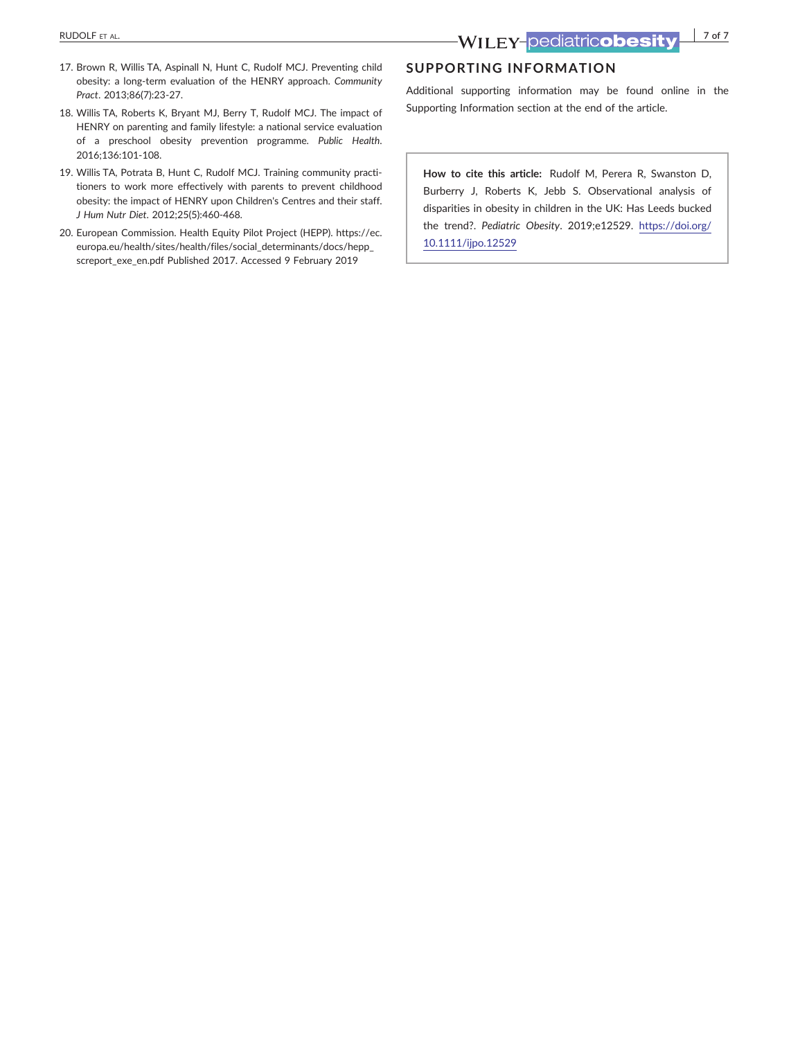17. Brown R, Willis TA, Aspinall N, Hunt C, Rudolf MCJ. Preventing child obesity: a long-term evaluation of the HENRY approach. *Community Pract*. 2013;86(7):23-27.
18. Willis TA, Roberts K, Bryant MJ, Berry T, Rudolf MCJ. The impact of HENRY on parenting and family lifestyle: a national service evaluation of a preschool obesity prevention programme. *Public Health*. 2016;136:101-108.
19. Willis TA, Potrata B, Hunt C, Rudolf MCJ. Training community practitioners to work more effectively with parents to prevent childhood obesity: the impact of HENRY upon Children's Centres and their staff. *J Hum Nutr Diet*. 2012;25(5):460-468.
20. European Commission. Health Equity Pilot Project (HEPP). https://ec.europa.eu/health/sites/health/files/social_determinants/docs/hepp_screport_exe_en.pdf Published 2017. Accessed 9 February 2019

## SUPPORTING INFORMATION

Additional supporting information may be found online in the Supporting Information section at the end of the article.

**How to cite this article:** Rudolf M, Perera R, Swanston D, Burberry J, Roberts K, Jebb S. Observational analysis of disparities in obesity in children in the UK: Has Leeds bucked the trend?. *Pediatric Obesity*. 2019;e12529. https://doi.org/10.1111/ijpo.12529